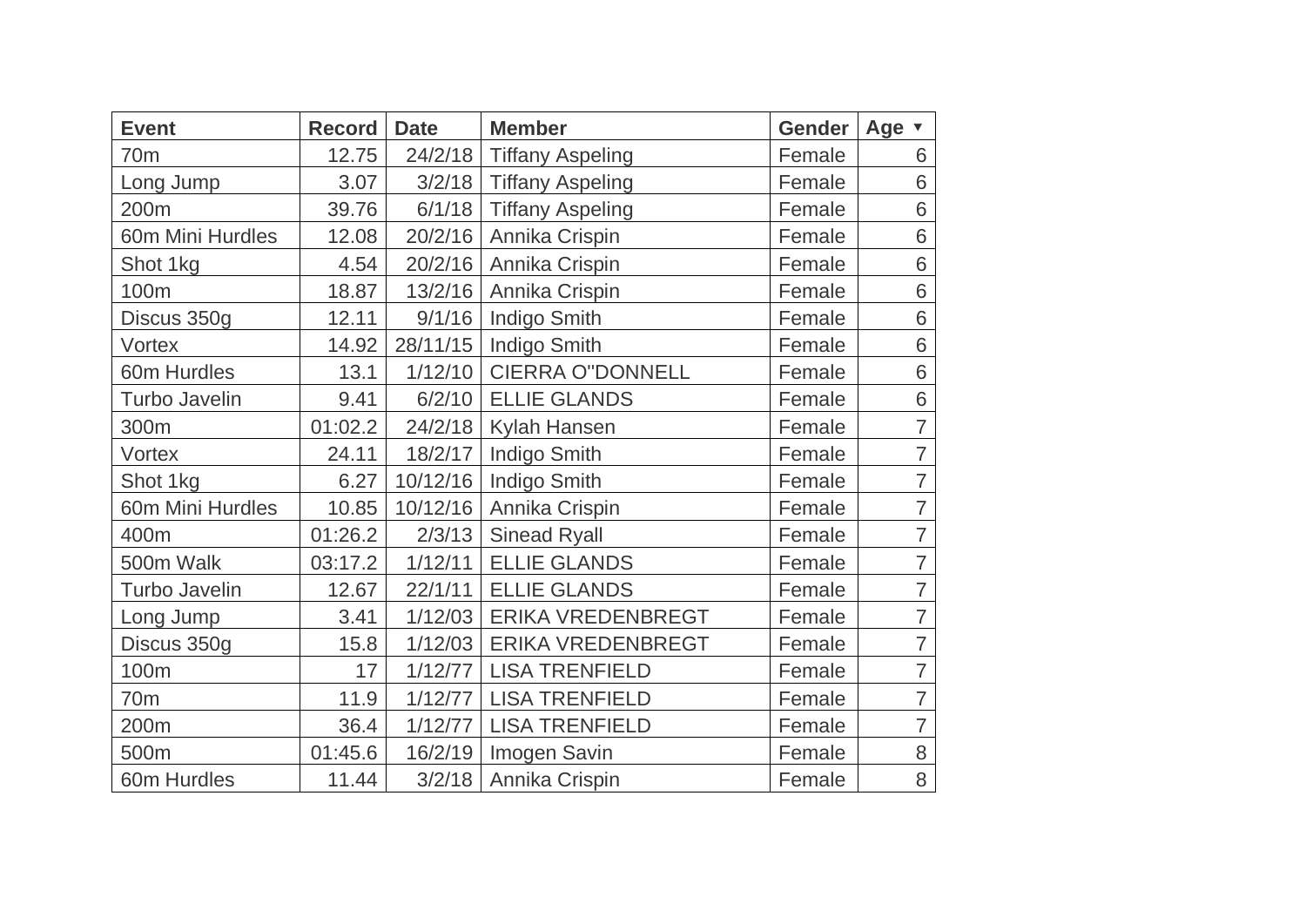| Event | Record | Date | Member | Gender | Age ▼ |
|---|---|---|---|---|---|
| 70m | 12.75 | 24/2/18 | Tiffany Aspeling | Female | 6 |
| Long Jump | 3.07 | 3/2/18 | Tiffany Aspeling | Female | 6 |
| 200m | 39.76 | 6/1/18 | Tiffany Aspeling | Female | 6 |
| 60m Mini Hurdles | 12.08 | 20/2/16 | Annika Crispin | Female | 6 |
| Shot 1kg | 4.54 | 20/2/16 | Annika Crispin | Female | 6 |
| 100m | 18.87 | 13/2/16 | Annika Crispin | Female | 6 |
| Discus 350g | 12.11 | 9/1/16 | Indigo Smith | Female | 6 |
| Vortex | 14.92 | 28/11/15 | Indigo Smith | Female | 6 |
| 60m Hurdles | 13.1 | 1/12/10 | CIERRA O"DONNELL | Female | 6 |
| Turbo Javelin | 9.41 | 6/2/10 | ELLIE GLANDS | Female | 6 |
| 300m | 01:02.2 | 24/2/18 | Kylah Hansen | Female | 7 |
| Vortex | 24.11 | 18/2/17 | Indigo Smith | Female | 7 |
| Shot 1kg | 6.27 | 10/12/16 | Indigo Smith | Female | 7 |
| 60m Mini Hurdles | 10.85 | 10/12/16 | Annika Crispin | Female | 7 |
| 400m | 01:26.2 | 2/3/13 | Sinead Ryall | Female | 7 |
| 500m Walk | 03:17.2 | 1/12/11 | ELLIE GLANDS | Female | 7 |
| Turbo Javelin | 12.67 | 22/1/11 | ELLIE GLANDS | Female | 7 |
| Long Jump | 3.41 | 1/12/03 | ERIKA VREDENBREGT | Female | 7 |
| Discus 350g | 15.8 | 1/12/03 | ERIKA VREDENBREGT | Female | 7 |
| 100m | 17 | 1/12/77 | LISA TRENFIELD | Female | 7 |
| 70m | 11.9 | 1/12/77 | LISA TRENFIELD | Female | 7 |
| 200m | 36.4 | 1/12/77 | LISA TRENFIELD | Female | 7 |
| 500m | 01:45.6 | 16/2/19 | Imogen Savin | Female | 8 |
| 60m Hurdles | 11.44 | 3/2/18 | Annika Crispin | Female | 8 |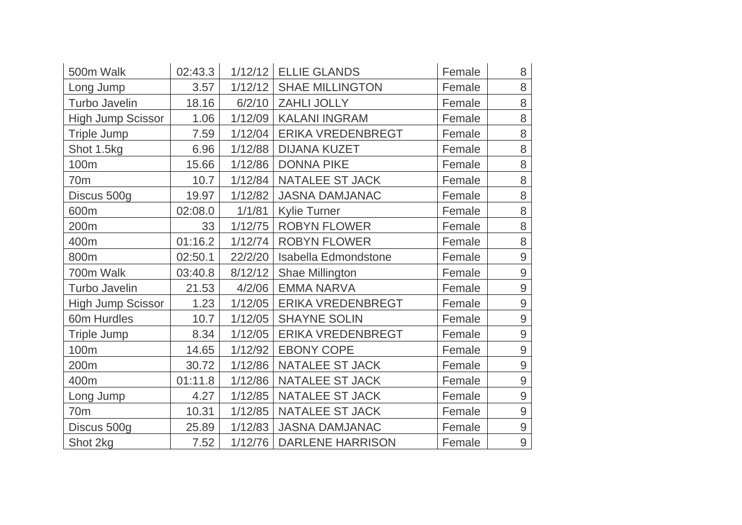| | | | | | |
|---|---|---|---|---|---|
| 500m Walk | 02:43.3 | 1/12/12 | ELLIE GLANDS | Female | 8 |
| Long Jump | 3.57 | 1/12/12 | SHAE MILLINGTON | Female | 8 |
| Turbo Javelin | 18.16 | 6/2/10 | ZAHLI JOLLY | Female | 8 |
| High Jump Scissor | 1.06 | 1/12/09 | KALANI INGRAM | Female | 8 |
| Triple Jump | 7.59 | 1/12/04 | ERIKA VREDENBREGT | Female | 8 |
| Shot 1.5kg | 6.96 | 1/12/88 | DIJANA KUZET | Female | 8 |
| 100m | 15.66 | 1/12/86 | DONNA PIKE | Female | 8 |
| 70m | 10.7 | 1/12/84 | NATALEE ST JACK | Female | 8 |
| Discus 500g | 19.97 | 1/12/82 | JASNA DAMJANAC | Female | 8 |
| 600m | 02:08.0 | 1/1/81 | Kylie Turner | Female | 8 |
| 200m | 33 | 1/12/75 | ROBYN FLOWER | Female | 8 |
| 400m | 01:16.2 | 1/12/74 | ROBYN FLOWER | Female | 8 |
| 800m | 02:50.1 | 22/2/20 | Isabella Edmondstone | Female | 9 |
| 700m Walk | 03:40.8 | 8/12/12 | Shae Millington | Female | 9 |
| Turbo Javelin | 21.53 | 4/2/06 | EMMA NARVA | Female | 9 |
| High Jump Scissor | 1.23 | 1/12/05 | ERIKA VREDENBREGT | Female | 9 |
| 60m Hurdles | 10.7 | 1/12/05 | SHAYNE SOLIN | Female | 9 |
| Triple Jump | 8.34 | 1/12/05 | ERIKA VREDENBREGT | Female | 9 |
| 100m | 14.65 | 1/12/92 | EBONY COPE | Female | 9 |
| 200m | 30.72 | 1/12/86 | NATALEE ST JACK | Female | 9 |
| 400m | 01:11.8 | 1/12/86 | NATALEE ST JACK | Female | 9 |
| Long Jump | 4.27 | 1/12/85 | NATALEE ST JACK | Female | 9 |
| 70m | 10.31 | 1/12/85 | NATALEE ST JACK | Female | 9 |
| Discus 500g | 25.89 | 1/12/83 | JASNA DAMJANAC | Female | 9 |
| Shot 2kg | 7.52 | 1/12/76 | DARLENE HARRISON | Female | 9 |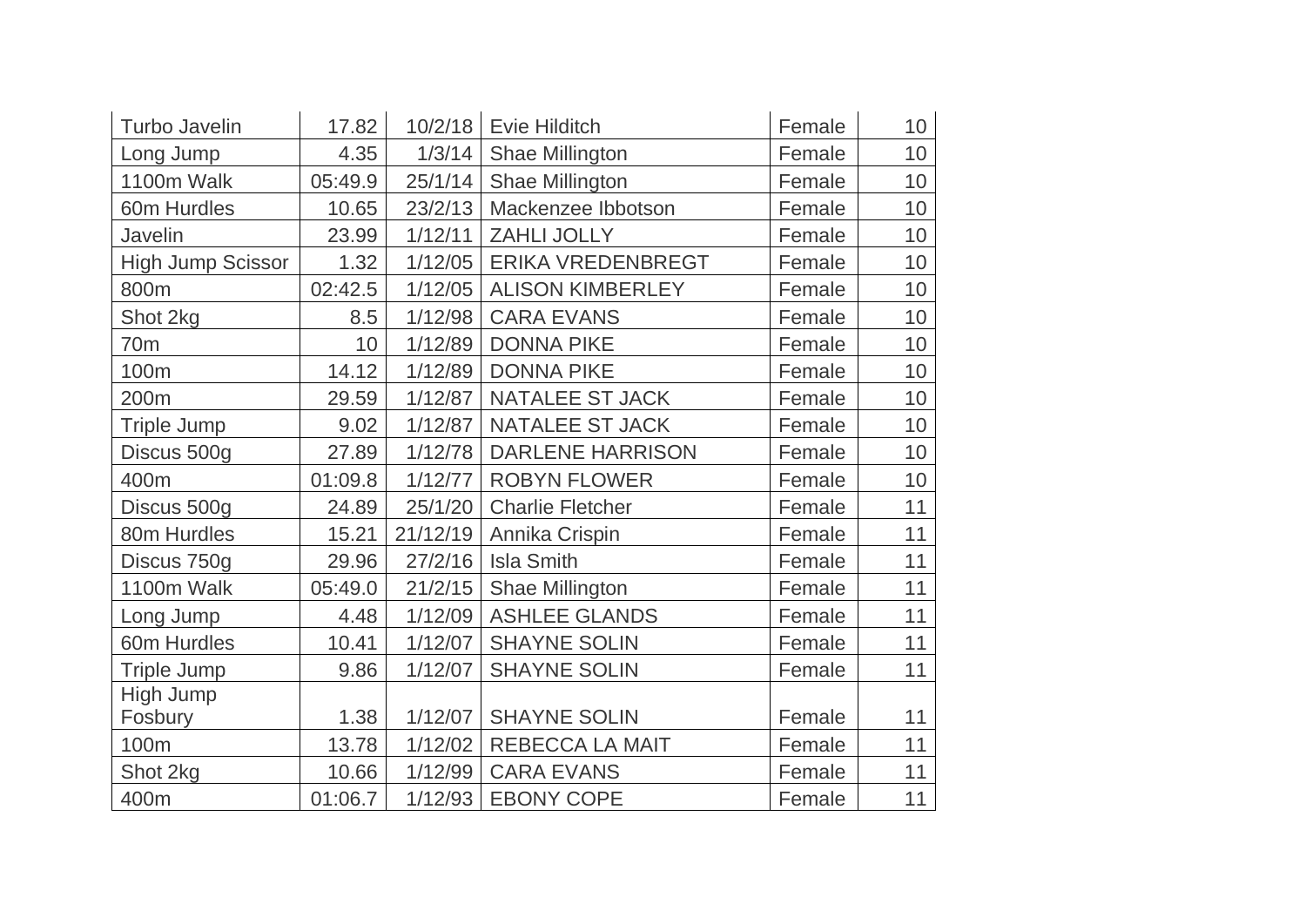| | | | | | |
|---|---|---|---|---|---|
| Turbo Javelin | 17.82 | 10/2/18 | Evie Hilditch | Female | 10 |
| Long Jump | 4.35 | 1/3/14 | Shae Millington | Female | 10 |
| 1100m Walk | 05:49.9 | 25/1/14 | Shae Millington | Female | 10 |
| 60m Hurdles | 10.65 | 23/2/13 | Mackenzee Ibbotson | Female | 10 |
| Javelin | 23.99 | 1/12/11 | ZAHLI JOLLY | Female | 10 |
| High Jump Scissor | 1.32 | 1/12/05 | ERIKA VREDENBREGT | Female | 10 |
| 800m | 02:42.5 | 1/12/05 | ALISON KIMBERLEY | Female | 10 |
| Shot 2kg | 8.5 | 1/12/98 | CARA EVANS | Female | 10 |
| 70m | 10 | 1/12/89 | DONNA PIKE | Female | 10 |
| 100m | 14.12 | 1/12/89 | DONNA PIKE | Female | 10 |
| 200m | 29.59 | 1/12/87 | NATALEE ST JACK | Female | 10 |
| Triple Jump | 9.02 | 1/12/87 | NATALEE ST JACK | Female | 10 |
| Discus 500g | 27.89 | 1/12/78 | DARLENE HARRISON | Female | 10 |
| 400m | 01:09.8 | 1/12/77 | ROBYN FLOWER | Female | 10 |
| Discus 500g | 24.89 | 25/1/20 | Charlie Fletcher | Female | 11 |
| 80m Hurdles | 15.21 | 21/12/19 | Annika Crispin | Female | 11 |
| Discus 750g | 29.96 | 27/2/16 | Isla Smith | Female | 11 |
| 1100m Walk | 05:49.0 | 21/2/15 | Shae Millington | Female | 11 |
| Long Jump | 4.48 | 1/12/09 | ASHLEE GLANDS | Female | 11 |
| 60m Hurdles | 10.41 | 1/12/07 | SHAYNE SOLIN | Female | 11 |
| Triple Jump | 9.86 | 1/12/07 | SHAYNE SOLIN | Female | 11 |
| High Jump Fosbury | 1.38 | 1/12/07 | SHAYNE SOLIN | Female | 11 |
| 100m | 13.78 | 1/12/02 | REBECCA LA MAIT | Female | 11 |
| Shot 2kg | 10.66 | 1/12/99 | CARA EVANS | Female | 11 |
| 400m | 01:06.7 | 1/12/93 | EBONY COPE | Female | 11 |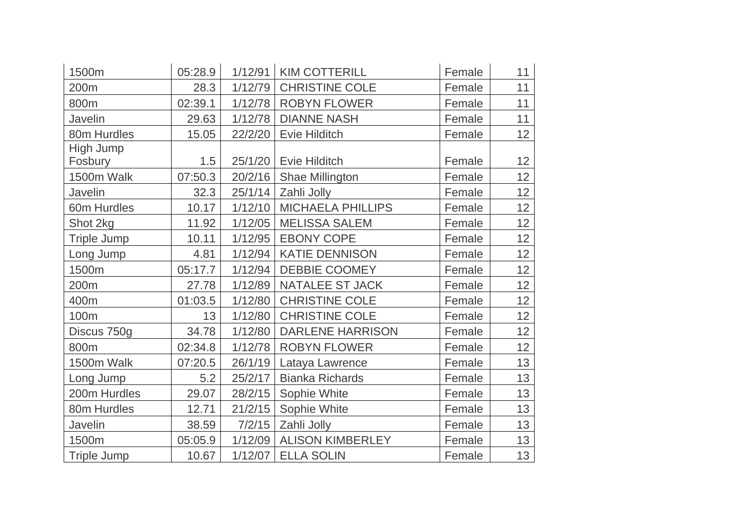| | | | | | |
|---|---|---|---|---|---|
| 1500m | 05:28.9 | 1/12/91 | KIM COTTERILL | Female | 11 |
| 200m | 28.3 | 1/12/79 | CHRISTINE COLE | Female | 11 |
| 800m | 02:39.1 | 1/12/78 | ROBYN FLOWER | Female | 11 |
| Javelin | 29.63 | 1/12/78 | DIANNE NASH | Female | 11 |
| 80m Hurdles | 15.05 | 22/2/20 | Evie Hilditch | Female | 12 |
| High Jump Fosbury | 1.5 | 25/1/20 | Evie Hilditch | Female | 12 |
| 1500m Walk | 07:50.3 | 20/2/16 | Shae Millington | Female | 12 |
| Javelin | 32.3 | 25/1/14 | Zahli Jolly | Female | 12 |
| 60m Hurdles | 10.17 | 1/12/10 | MICHAELA PHILLIPS | Female | 12 |
| Shot 2kg | 11.92 | 1/12/05 | MELISSA SALEM | Female | 12 |
| Triple Jump | 10.11 | 1/12/95 | EBONY COPE | Female | 12 |
| Long Jump | 4.81 | 1/12/94 | KATIE DENNISON | Female | 12 |
| 1500m | 05:17.7 | 1/12/94 | DEBBIE COOMEY | Female | 12 |
| 200m | 27.78 | 1/12/89 | NATALEE ST JACK | Female | 12 |
| 400m | 01:03.5 | 1/12/80 | CHRISTINE COLE | Female | 12 |
| 100m | 13 | 1/12/80 | CHRISTINE COLE | Female | 12 |
| Discus 750g | 34.78 | 1/12/80 | DARLENE HARRISON | Female | 12 |
| 800m | 02:34.8 | 1/12/78 | ROBYN FLOWER | Female | 12 |
| 1500m Walk | 07:20.5 | 26/1/19 | Lataya Lawrence | Female | 13 |
| Long Jump | 5.2 | 25/2/17 | Bianka Richards | Female | 13 |
| 200m Hurdles | 29.07 | 28/2/15 | Sophie White | Female | 13 |
| 80m Hurdles | 12.71 | 21/2/15 | Sophie White | Female | 13 |
| Javelin | 38.59 | 7/2/15 | Zahli Jolly | Female | 13 |
| 1500m | 05:05.9 | 1/12/09 | ALISON KIMBERLEY | Female | 13 |
| Triple Jump | 10.67 | 1/12/07 | ELLA SOLIN | Female | 13 |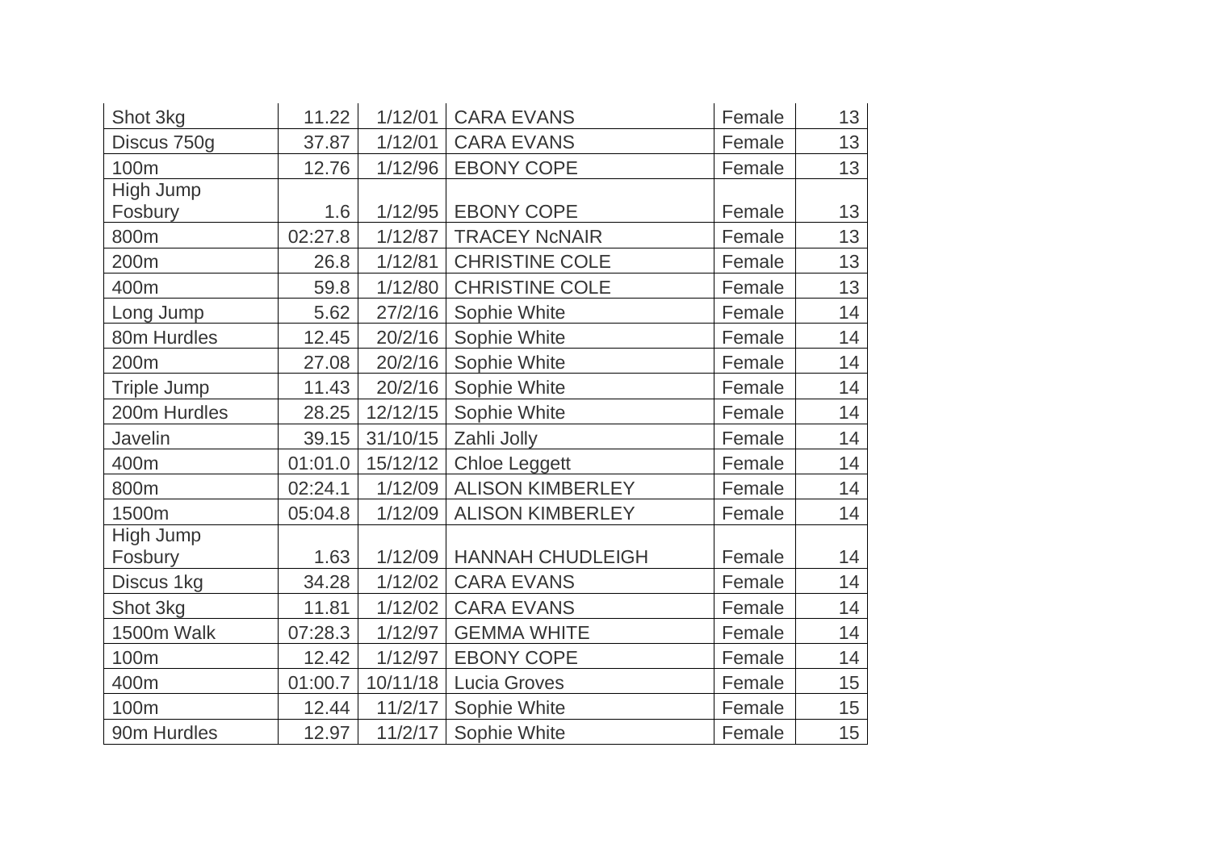| Shot 3kg | 11.22 | 1/12/01 | CARA EVANS | Female | 13 |
|---|---|---|---|---|---|
| Discus 750g | 37.87 | 1/12/01 | CARA EVANS | Female | 13 |
| 100m | 12.76 | 1/12/96 | EBONY COPE | Female | 13 |
| High Jump Fosbury | 1.6 | 1/12/95 | EBONY COPE | Female | 13 |
| 800m | 02:27.8 | 1/12/87 | TRACEY NcNAIR | Female | 13 |
| 200m | 26.8 | 1/12/81 | CHRISTINE COLE | Female | 13 |
| 400m | 59.8 | 1/12/80 | CHRISTINE COLE | Female | 13 |
| Long Jump | 5.62 | 27/2/16 | Sophie White | Female | 14 |
| 80m Hurdles | 12.45 | 20/2/16 | Sophie White | Female | 14 |
| 200m | 27.08 | 20/2/16 | Sophie White | Female | 14 |
| Triple Jump | 11.43 | 20/2/16 | Sophie White | Female | 14 |
| 200m Hurdles | 28.25 | 12/12/15 | Sophie White | Female | 14 |
| Javelin | 39.15 | 31/10/15 | Zahli Jolly | Female | 14 |
| 400m | 01:01.0 | 15/12/12 | Chloe Leggett | Female | 14 |
| 800m | 02:24.1 | 1/12/09 | ALISON KIMBERLEY | Female | 14 |
| 1500m | 05:04.8 | 1/12/09 | ALISON KIMBERLEY | Female | 14 |
| High Jump Fosbury | 1.63 | 1/12/09 | HANNAH CHUDLEIGH | Female | 14 |
| Discus 1kg | 34.28 | 1/12/02 | CARA EVANS | Female | 14 |
| Shot 3kg | 11.81 | 1/12/02 | CARA EVANS | Female | 14 |
| 1500m Walk | 07:28.3 | 1/12/97 | GEMMA WHITE | Female | 14 |
| 100m | 12.42 | 1/12/97 | EBONY COPE | Female | 14 |
| 400m | 01:00.7 | 10/11/18 | Lucia Groves | Female | 15 |
| 100m | 12.44 | 11/2/17 | Sophie White | Female | 15 |
| 90m Hurdles | 12.97 | 11/2/17 | Sophie White | Female | 15 |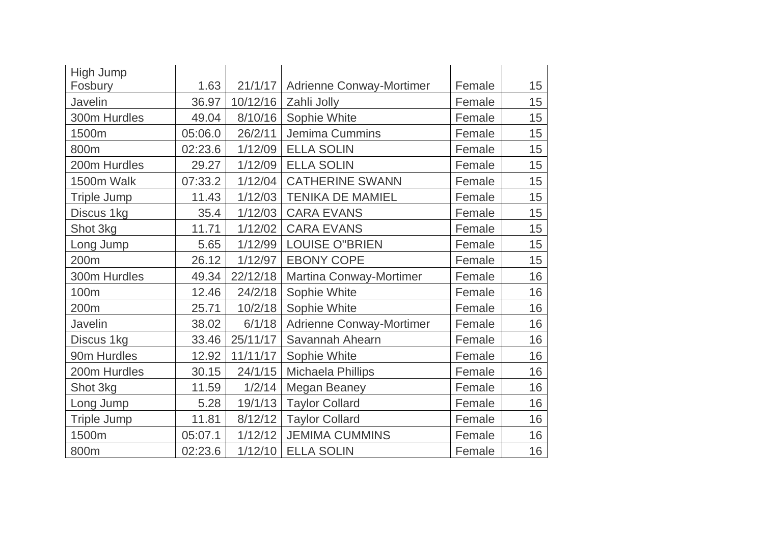| High Jump Fosbury | 1.63 | 21/1/17 | Adrienne Conway-Mortimer | Female | 15 |
|---|---|---|---|---|---|
| Javelin | 36.97 | 10/12/16 | Zahli Jolly | Female | 15 |
| 300m Hurdles | 49.04 | 8/10/16 | Sophie White | Female | 15 |
| 1500m | 05:06.0 | 26/2/11 | Jemima Cummins | Female | 15 |
| 800m | 02:23.6 | 1/12/09 | ELLA SOLIN | Female | 15 |
| 200m Hurdles | 29.27 | 1/12/09 | ELLA SOLIN | Female | 15 |
| 1500m Walk | 07:33.2 | 1/12/04 | CATHERINE SWANN | Female | 15 |
| Triple Jump | 11.43 | 1/12/03 | TENIKA DE MAMIEL | Female | 15 |
| Discus 1kg | 35.4 | 1/12/03 | CARA EVANS | Female | 15 |
| Shot 3kg | 11.71 | 1/12/02 | CARA EVANS | Female | 15 |
| Long Jump | 5.65 | 1/12/99 | LOUISE O"BRIEN | Female | 15 |
| 200m | 26.12 | 1/12/97 | EBONY COPE | Female | 15 |
| 300m Hurdles | 49.34 | 22/12/18 | Martina Conway-Mortimer | Female | 16 |
| 100m | 12.46 | 24/2/18 | Sophie White | Female | 16 |
| 200m | 25.71 | 10/2/18 | Sophie White | Female | 16 |
| Javelin | 38.02 | 6/1/18 | Adrienne Conway-Mortimer | Female | 16 |
| Discus 1kg | 33.46 | 25/11/17 | Savannah Ahearn | Female | 16 |
| 90m Hurdles | 12.92 | 11/11/17 | Sophie White | Female | 16 |
| 200m Hurdles | 30.15 | 24/1/15 | Michaela Phillips | Female | 16 |
| Shot 3kg | 11.59 | 1/2/14 | Megan Beaney | Female | 16 |
| Long Jump | 5.28 | 19/1/13 | Taylor Collard | Female | 16 |
| Triple Jump | 11.81 | 8/12/12 | Taylor Collard | Female | 16 |
| 1500m | 05:07.1 | 1/12/12 | JEMIMA CUMMINS | Female | 16 |
| 800m | 02:23.6 | 1/12/10 | ELLA SOLIN | Female | 16 |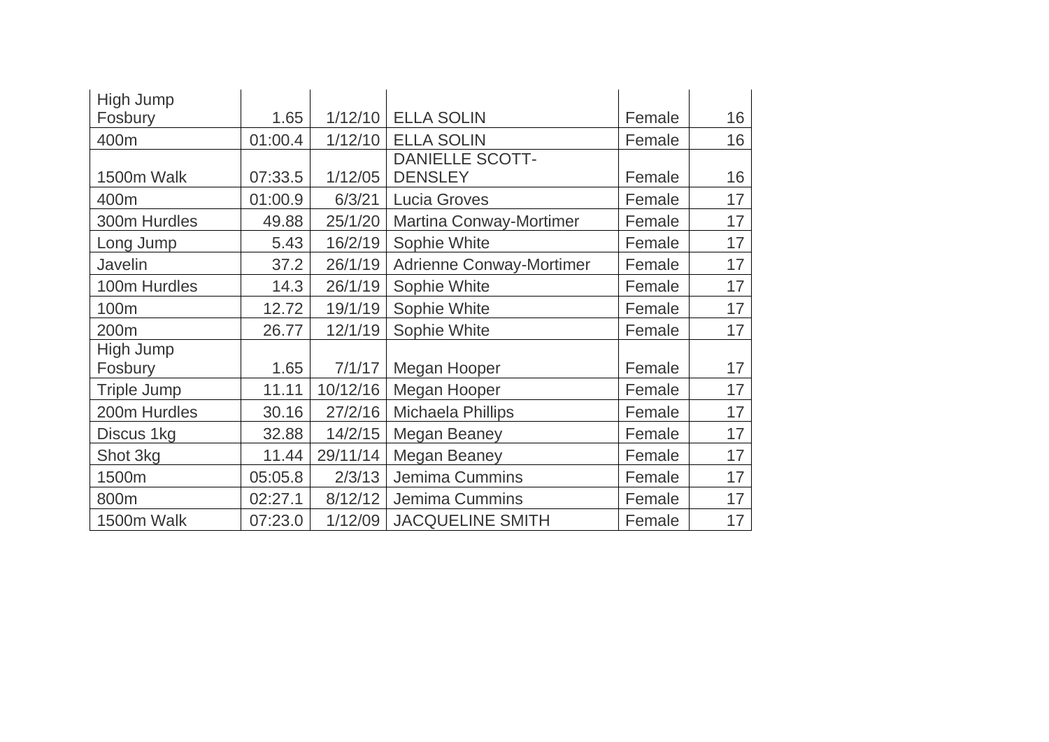| | | | | | |
|---|---|---|---|---|---|
| High Jump Fosbury | 1.65 | 1/12/10 | ELLA SOLIN | Female | 16 |
| 400m | 01:00.4 | 1/12/10 | ELLA SOLIN | Female | 16 |
| 1500m Walk | 07:33.5 | 1/12/05 | DANIELLE SCOTT-DENSLEY | Female | 16 |
| 400m | 01:00.9 | 6/3/21 | Lucia Groves | Female | 17 |
| 300m Hurdles | 49.88 | 25/1/20 | Martina Conway-Mortimer | Female | 17 |
| Long Jump | 5.43 | 16/2/19 | Sophie White | Female | 17 |
| Javelin | 37.2 | 26/1/19 | Adrienne Conway-Mortimer | Female | 17 |
| 100m Hurdles | 14.3 | 26/1/19 | Sophie White | Female | 17 |
| 100m | 12.72 | 19/1/19 | Sophie White | Female | 17 |
| 200m | 26.77 | 12/1/19 | Sophie White | Female | 17 |
| High Jump Fosbury | 1.65 | 7/1/17 | Megan Hooper | Female | 17 |
| Triple Jump | 11.11 | 10/12/16 | Megan Hooper | Female | 17 |
| 200m Hurdles | 30.16 | 27/2/16 | Michaela Phillips | Female | 17 |
| Discus 1kg | 32.88 | 14/2/15 | Megan Beaney | Female | 17 |
| Shot 3kg | 11.44 | 29/11/14 | Megan Beaney | Female | 17 |
| 1500m | 05:05.8 | 2/3/13 | Jemima Cummins | Female | 17 |
| 800m | 02:27.1 | 8/12/12 | Jemima Cummins | Female | 17 |
| 1500m Walk | 07:23.0 | 1/12/09 | JACQUELINE SMITH | Female | 17 |